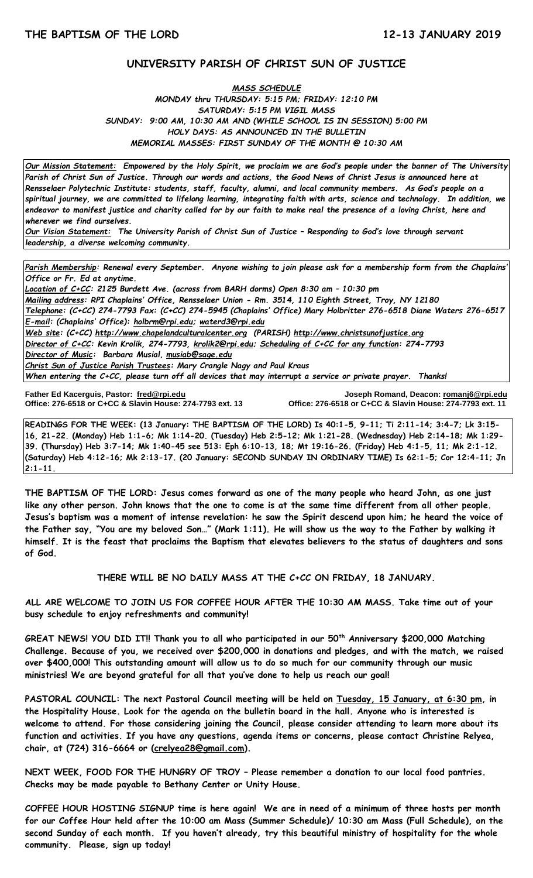**THE BAPTISM OF THE LORD** **12-13 JANUARY 2019**

## UNIVERSITY PARISH OF CHRIST SUN OF JUSTICE

***MASS SCHEDULE***

***MONDAY thru THURSDAY: 5:15 PM; FRIDAY: 12:10 PM***
***SATURDAY: 5:15 PM VIGIL MASS***
***SUNDAY: 9:00 AM, 10:30 AM AND (WHILE SCHOOL IS IN SESSION) 5:00 PM***
***HOLY DAYS: AS ANNOUNCED IN THE BULLETIN***
***MEMORIAL MASSES: FIRST SUNDAY OF THE MONTH @ 10:30 AM***

***Our Mission Statement:** Empowered by the Holy Spirit, we proclaim we are God's people under the banner of The University Parish of Christ Sun of Justice. Through our words and actions, the Good News of Christ Jesus is announced here at Rensselaer Polytechnic Institute: students, staff, faculty, alumni, and local community members. As God's people on a spiritual journey, we are committed to lifelong learning, integrating faith with arts, science and technology. In addition, we endeavor to manifest justice and charity called for by our faith to make real the presence of a loving Christ, here and wherever we find ourselves.*

***Our Vision Statement:** The University Parish of Christ Sun of Justice – Responding to God's love through servant leadership, a diverse welcoming community.*

***Parish Membership**: Renewal every September. Anyone wishing to join please ask for a membership form from the Chaplains' Office or Fr. Ed at anytime.*

***Location of C+CC**: 2125 Burdett Ave. (across from BARH dorms) Open 8:30 am – 10:30 pm*

***Mailing address**: RPI Chaplains' Office, Rensselaer Union - Rm. 3514, 110 Eighth Street, Troy, NY 12180*

***Telephone**: (C+CC) 274-7793 Fax: (C+CC) 274-5945 (Chaplains' Office) Mary Holbritter 276-6518 Diane Waters 276-6517*

***E-mail**: (Chaplains' Office): holbrm@rpi.edu; waterd3@rpi.edu*

***Web site**: (C+CC) http://www.chapelandculturalcenter.org (PARISH) http://www.christsunofjustice.org*

***Director of C+CC**: Kevin Krolik, 274-7793, krolik2@rpi.edu; Scheduling of C+CC for any function: 274-7793*

***Director of Music**: Barbara Musial, musiab@sage.edu*

***Christ Sun of Justice Parish Trustees**: Mary Crangle Nagy and Paul Kraus*

*When entering the C+CC, please turn off all devices that may interrupt a service or private prayer. Thanks!*

**Father Ed Kacerguis, Pastor: fred@rpi.edu**
**Office: 276-6518 or C+CC & Slavin House: 274-7793 ext. 13**

**Joseph Romand, Deacon: romanj6@rpi.edu**
**Office: 276-6518 or C+CC & Slavin House: 274-7793 ext. 11**

**READINGS FOR THE WEEK: (13 January: THE BAPTISM OF THE LORD) Is 40:1-5, 9-11; Ti 2:11-14; 3:4-7; Lk 3:15-16, 21-22. (Monday) Heb 1:1-6; Mk 1:14-20. (Tuesday) Heb 2:5-12; Mk 1:21-28. (Wednesday) Heb 2:14-18; Mk 1:29-39. (Thursday) Heb 3:7-14; Mk 1:40-45 see 513: Eph 6:10-13, 18; Mt 19:16-26. (Friday) Heb 4:1-5, 11; Mk 2:1-12. (Saturday) Heb 4:12-16; Mk 2:13-17. (20 January: SECOND SUNDAY IN ORDINARY TIME) Is 62:1-5; Cor 12:4-11; Jn 2:1-11.**

**THE BAPTISM OF THE LORD: Jesus comes forward as one of the many people who heard John, as one just like any other person. John knows that the one to come is at the same time different from all other people. Jesus's baptism was a moment of intense revelation: he saw the Spirit descend upon him; he heard the voice of the Father say, "You are my beloved Son…" (Mark 1:11). He will show us the way to the Father by walking it himself. It is the feast that proclaims the Baptism that elevates believers to the status of daughters and sons of God.**

**THERE WILL BE NO DAILY MASS AT THE C+CC ON FRIDAY, 18 JANUARY.**

**ALL ARE WELCOME TO JOIN US FOR COFFEE HOUR AFTER THE 10:30 AM MASS. Take time out of your busy schedule to enjoy refreshments and community!**

**GREAT NEWS! YOU DID IT!! Thank you to all who participated in our 50th Anniversary $200,000 Matching Challenge. Because of you, we received over $200,000 in donations and pledges, and with the match, we raised over $400,000! This outstanding amount will allow us to do so much for our community through our music ministries! We are beyond grateful for all that you've done to help us reach our goal!**

**PASTORAL COUNCIL: The next Pastoral Council meeting will be held on Tuesday, 15 January, at 6:30 pm, in the Hospitality House. Look for the agenda on the bulletin board in the hall. Anyone who is interested is welcome to attend. For those considering joining the Council, please consider attending to learn more about its function and activities. If you have any questions, agenda items or concerns, please contact Christine Relyea, chair, at (724) 316-6664 or (crelyea28@gmail.com).**

**NEXT WEEK, FOOD FOR THE HUNGRY OF TROY – Please remember a donation to our local food pantries. Checks may be made payable to Bethany Center or Unity House.**

**COFFEE HOUR HOSTING SIGNUP time is here again! We are in need of a minimum of three hosts per month for our Coffee Hour held after the 10:00 am Mass (Summer Schedule)/ 10:30 am Mass (Full Schedule), on the second Sunday of each month. If you haven't already, try this beautiful ministry of hospitality for the whole community. Please, sign up today!**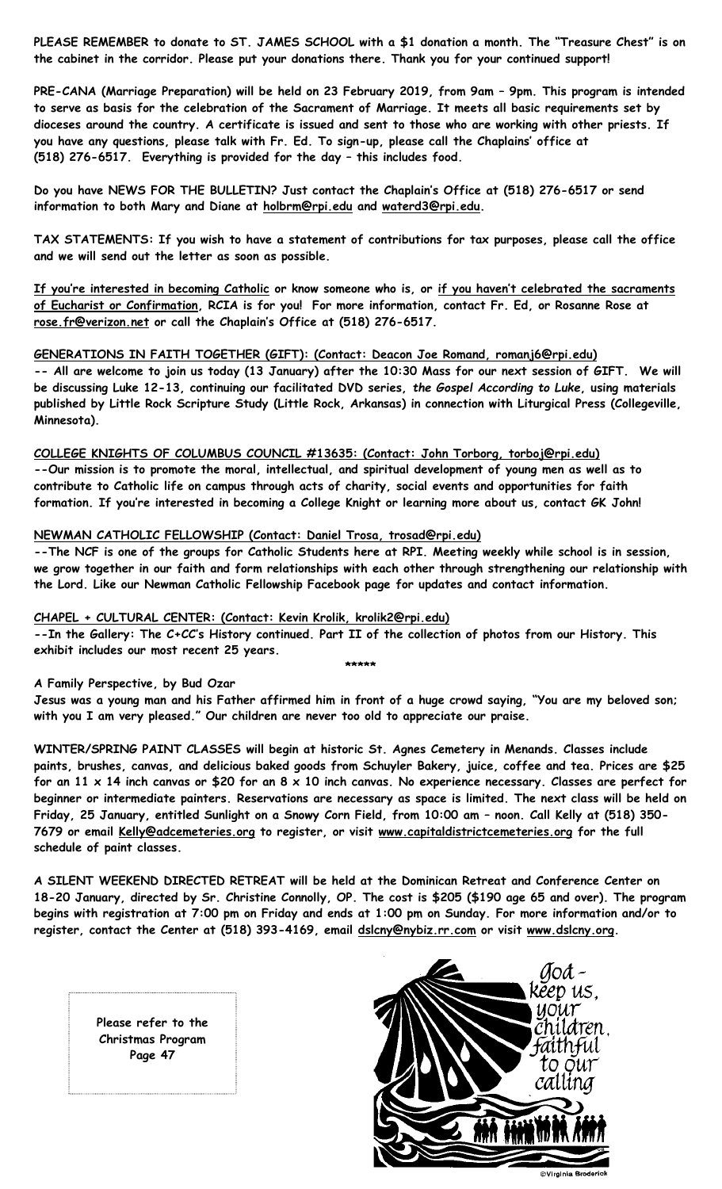**PLEASE REMEMBER to donate to ST. JAMES SCHOOL with a $1 donation a month. The "Treasure Chest" is on the cabinet in the corridor. Please put your donations there. Thank you for your continued support!**

**PRE-CANA (Marriage Preparation) will be held on 23 February 2019, from 9am – 9pm. This program is intended to serve as basis for the celebration of the Sacrament of Marriage. It meets all basic requirements set by dioceses around the country. A certificate is issued and sent to those who are working with other priests. If you have any questions, please talk with Fr. Ed. To sign-up, please call the Chaplains' office at (518) 276-6517. Everything is provided for the day – this includes food.**

**Do you have NEWS FOR THE BULLETIN? Just contact the Chaplain's Office at (518) 276-6517 or send information to both Mary and Diane at holbrm@rpi.edu and waterd3@rpi.edu.**

**TAX STATEMENTS: If you wish to have a statement of contributions for tax purposes, please call the office and we will send out the letter as soon as possible.**

**If you're interested in becoming Catholic or know someone who is, or if you haven't celebrated the sacraments of Eucharist or Confirmation, RCIA is for you! For more information, contact Fr. Ed, or Rosanne Rose at rose.fr@verizon.net or call the Chaplain's Office at (518) 276-6517.**

**GENERATIONS IN FAITH TOGETHER (GIFT): (Contact: Deacon Joe Romand, romanj6@rpi.edu)**

**-- All are welcome to join us today (13 January) after the 10:30 Mass for our next session of GIFT. We will be discussing Luke 12-13, continuing our facilitated DVD series, *the Gospel According to Luke*, using materials published by Little Rock Scripture Study (Little Rock, Arkansas) in connection with Liturgical Press (Collegeville, Minnesota).**

**COLLEGE KNIGHTS OF COLUMBUS COUNCIL #13635: (Contact: John Torborg, torboj@rpi.edu)**

**--Our mission is to promote the moral, intellectual, and spiritual development of young men as well as to contribute to Catholic life on campus through acts of charity, social events and opportunities for faith formation. If you're interested in becoming a College Knight or learning more about us, contact GK John!**

**NEWMAN CATHOLIC FELLOWSHIP (Contact: Daniel Trosa, trosad@rpi.edu)**

**--The NCF is one of the groups for Catholic Students here at RPI. Meeting weekly while school is in session, we grow together in our faith and form relationships with each other through strengthening our relationship with the Lord. Like our Newman Catholic Fellowship Facebook page for updates and contact information.**

**CHAPEL + CULTURAL CENTER: (Contact: Kevin Krolik, krolik2@rpi.edu)**

**--In the Gallery: The C+CC's History continued. Part II of the collection of photos from our History. This exhibit includes our most recent 25 years.**

*****

**A Family Perspective, by Bud Ozar**

**Jesus was a young man and his Father affirmed him in front of a huge crowd saying, "You are my beloved son; with you I am very pleased." Our children are never too old to appreciate our praise.**

**WINTER/SPRING PAINT CLASSES will begin at historic St. Agnes Cemetery in Menands. Classes include paints, brushes, canvas, and delicious baked goods from Schuyler Bakery, juice, coffee and tea. Prices are $25 for an 11 x 14 inch canvas or $20 for an 8 x 10 inch canvas. No experience necessary. Classes are perfect for beginner or intermediate painters. Reservations are necessary as space is limited. The next class will be held on Friday, 25 January, entitled Sunlight on a Snowy Corn Field, from 10:00 am – noon. Call Kelly at (518) 350-7679 or email Kelly@adcemeteries.org to register, or visit www.capitaldistrictcemeteries.org for the full schedule of paint classes.**

**A SILENT WEEKEND DIRECTED RETREAT will be held at the Dominican Retreat and Conference Center on 18-20 January, directed by Sr. Christine Connolly, OP. The cost is $205 ($190 age 65 and over). The program begins with registration at 7:00 pm on Friday and ends at 1:00 pm on Sunday. For more information and/or to register, contact the Center at (518) 393-4169, email dslcny@nybiz.rr.com or visit www.dslcny.org.**

**Please refer to the Christmas Program Page 47**

God - keep us, your children, faithful to our calling

©Virginia Broderick